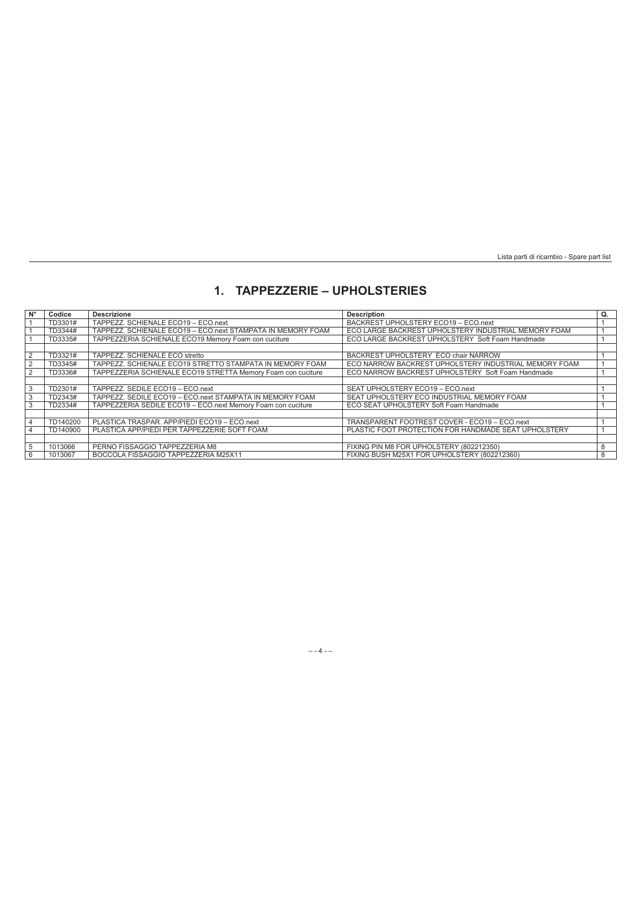## 1. TAPPEZZERIE – UPHOLSTERIES

| N° | Codice | Descrizione | Description | Q. |
|---|---|---|---|---|
| 1 | TD3301# | TAPPEZZ. SCHIENALE ECO19 – ECO.next | BACKREST UPHOLSTERY ECO19 – ECO.next | 1 |
| 1 | TD3344# | TAPPEZZ. SCHIENALE ECO19 – ECO.next STAMPATA IN MEMORY FOAM | ECO LARGE BACKREST UPHOLSTERY INDUSTRIAL MEMORY FOAM | 1 |
| 1 | TD3335# | TAPPEZZERIA SCHIENALE ECO19 Memory Foam con cuciture | ECO LARGE BACKREST UPHOLSTERY Soft Foam Handmade | 1 |
| | | | | |
| 2 | TD3321# | TAPPEZZ. SCHIENALE ECO stretto | BACKREST UPHOLSTERY ECO chair NARROW | 1 |
| 2 | TD3345# | TAPPEZZ. SCHIENALE ECO19 STRETTO STAMPATA IN MEMORY FOAM | ECO NARROW BACKREST UPHOLSTERY INDUSTRIAL MEMORY FOAM | 1 |
| 2 | TD3336# | TAPPEZZERIA SCHIENALE ECO19 STRETTA Memory Foam con cuciture | ECO NARROW BACKREST UPHOLSTERY Soft Foam Handmade | 1 |
| | | | | |
| 3 | TD2301# | TAPPEZZ. SEDILE ECO19 – ECO.next | SEAT UPHOLSTERY ECO19 – ECO.next | 1 |
| 3 | TD2343# | TAPPEZZ. SEDILE ECO19 – ECO.next STAMPATA IN MEMORY FOAM | SEAT UPHOLSTERY ECO INDUSTRIAL MEMORY FOAM | 1 |
| 3 | TD2334# | TAPPEZZERIA SEDILE ECO19 – ECO.next Memory Foam con cuciture | ECO SEAT UPHOLSTERY Soft Foam Handmade | 1 |
| | | | | |
| 4 | TD140200 | PLASTICA TRASPAR. APP/PIEDI ECO19 – ECO.next | TRANSPARENT FOOTREST COVER - ECO19 – ECO.next | 1 |
| 4 | TD140900 | PLASTICA APP/PIEDI PER TAPPEZZERIE SOFT FOAM | PLASTIC FOOT PROTECTION FOR HANDMADE SEAT UPHOLSTERY | 1 |
| | | | | |
| 5 | 1013066 | PERNO FISSAGGIO TAPPEZZERIA M8 | FIXING PIN M8 FOR UPHOLSTERY (802212350) | 8 |
| 6 | 1013067 | BOCCOLA FISSAGGIO TAPPEZZERIA M25X11 | FIXING BUSH M25X1 FOR UPHOLSTERY (802212360) | 8 |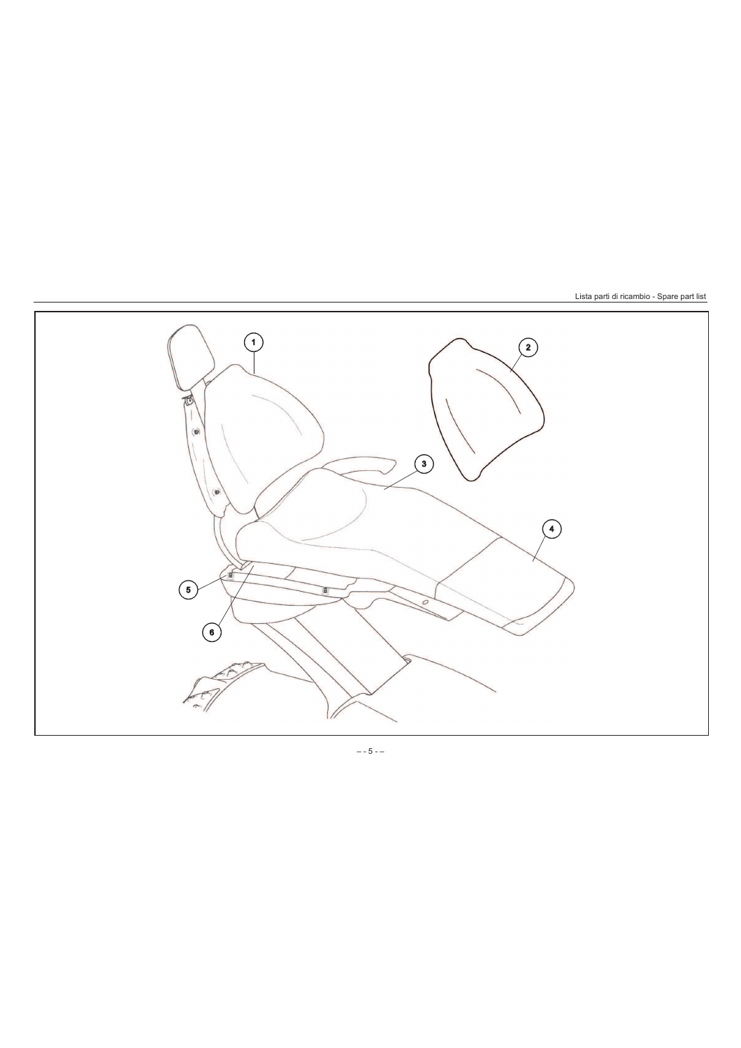1

2

3

4

5

6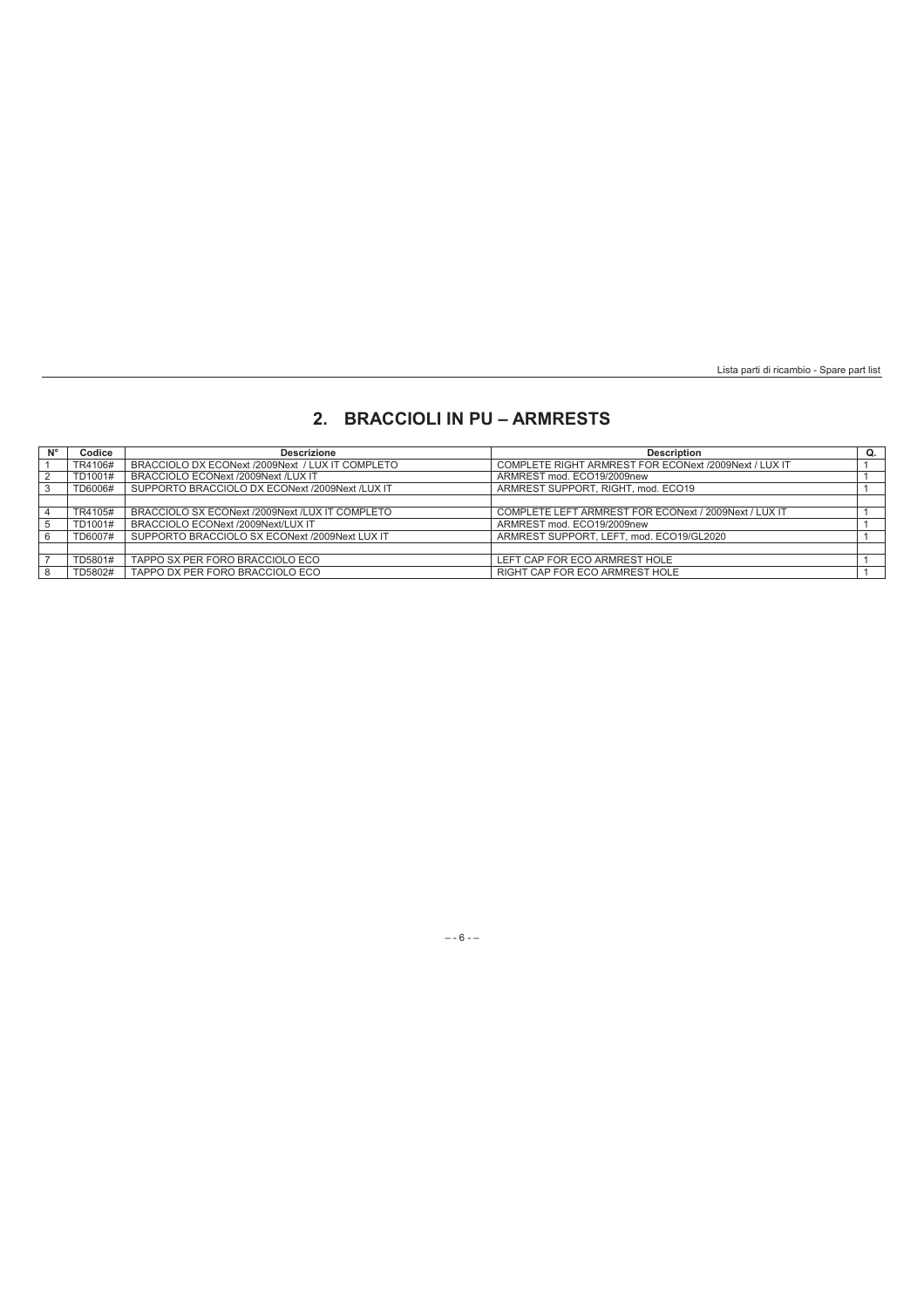## 2. BRACCIOLI IN PU – ARMRESTS

| N° | Codice | Descrizione | Description | Q. |
|---|---|---|---|---|
| 1 | TR4106# | BRACCIOLO DX ECONext /2009Next / LUX IT COMPLETO | COMPLETE RIGHT ARMREST FOR ECONext /2009Next / LUX IT | 1 |
| 2 | TD1001# | BRACCIOLO ECONext /2009Next /LUX IT | ARMREST mod. ECO19/2009new | 1 |
| 3 | TD6006# | SUPPORTO BRACCIOLO DX ECONext /2009Next /LUX IT | ARMREST SUPPORT, RIGHT, mod. ECO19 | 1 |
| | | | | |
| 4 | TR4105# | BRACCIOLO SX ECONext /2009Next /LUX IT COMPLETO | COMPLETE LEFT ARMREST FOR ECONext / 2009Next / LUX IT | 1 |
| 5 | TD1001# | BRACCIOLO ECONext /2009Next/LUX IT | ARMREST mod. ECO19/2009new | 1 |
| 6 | TD6007# | SUPPORTO BRACCIOLO SX ECONext /2009Next LUX IT | ARMREST SUPPORT, LEFT, mod. ECO19/GL2020 | 1 |
| | | | | |
| 7 | TD5801# | TAPPO SX PER FORO BRACCIOLO ECO | LEFT CAP FOR ECO ARMREST HOLE | 1 |
| 8 | TD5802# | TAPPO DX PER FORO BRACCIOLO ECO | RIGHT CAP FOR ECO ARMREST HOLE | 1 |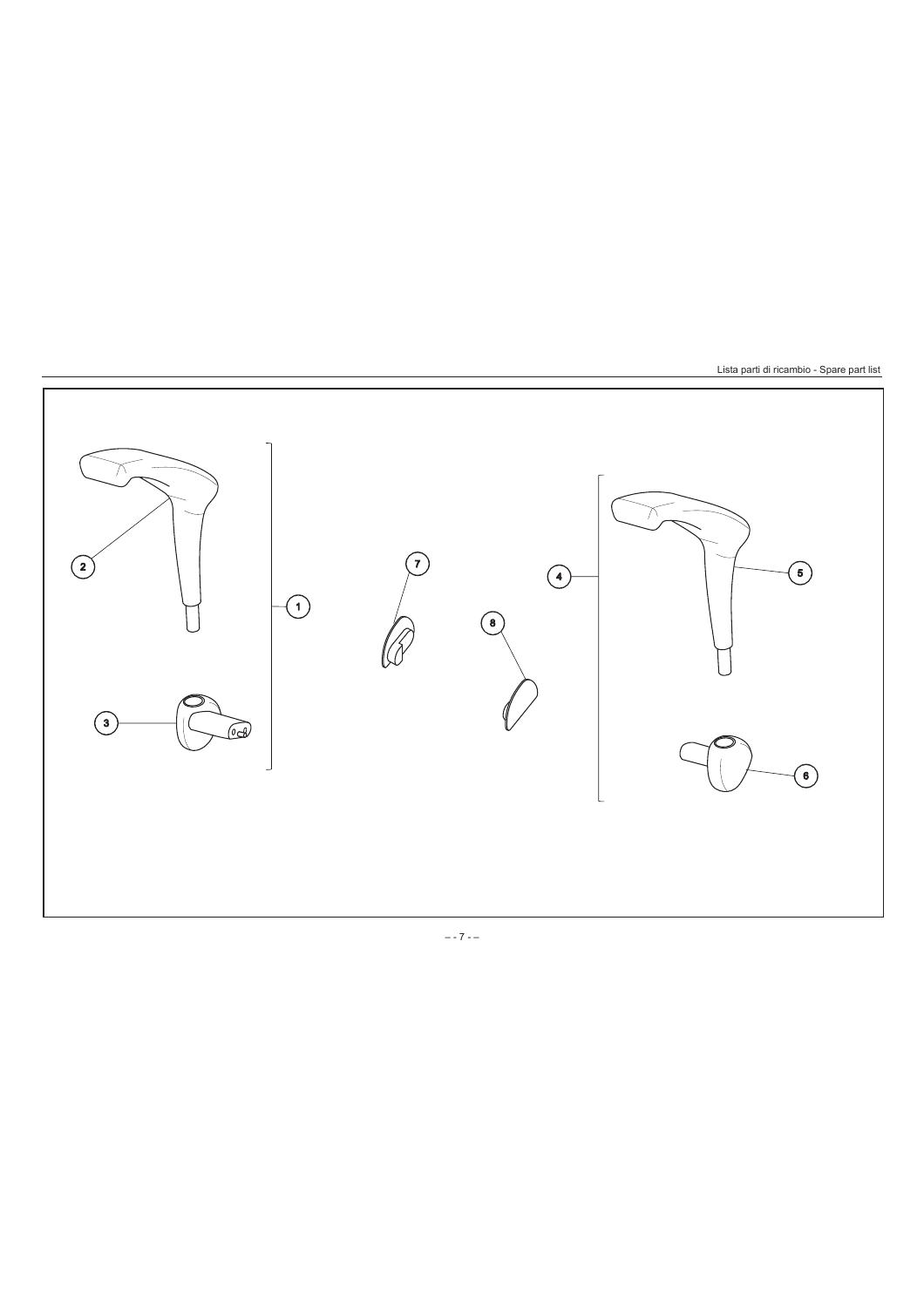2

1

3

7

8

4

5

6